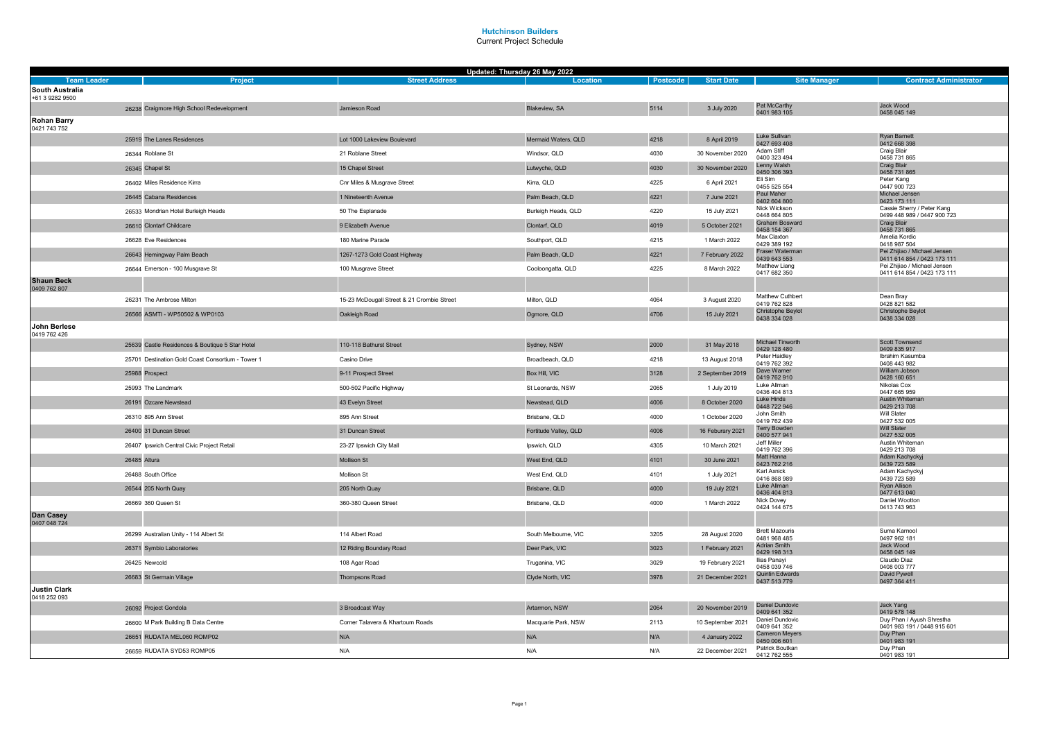# Hutchinson Builders

Current Project Schedule

| Updated: Thursday 26 May 2022 | | | | | | | |
|---|---|---|---|---|---|---|---|
| **Team Leader** | **Project** | **Street Address** | **Location** | **Postcode** | **Start Date** | **Site Manager** | **Contract Administrator** |
| **South Australia** +61 3 9282 9500 | | | | | | | |
| | 26238 Craigmore High School Redevelopment | Jamieson Road | Blakeview, SA | 5114 | 3 July 2020 | Pat McCarthy 0401 983 105 | Jack Wood 0458 045 149 |
| **Rohan Barry** 0421 743 752 | | | | | | | |
| | 25919 The Lanes Residences | Lot 1000 Lakeview Boulevard | Mermaid Waters, QLD | 4218 | 8 April 2019 | Luke Sullivan 0427 693 408 | Ryan Barnett 0412 668 398 |
| | 26344 Roblane St | 21 Roblane Street | Windsor, QLD | 4030 | 30 November 2020 | Adam Stiff 0400 323 494 | Craig Blair 0458 731 865 |
| | 26345 Chapel St | 15 Chapel Street | Lutwyche, QLD | 4030 | 30 November 2020 | Lenny Walsh 0450 306 393 | Craig Blair 0458 731 865 |
| | 26402 Miles Residence Kirra | Cnr Miles & Musgrave Street | Kirra, QLD | 4225 | 6 April 2021 | Eli Sim 0455 525 554 | Peter Kang 0447 900 723 |
| | 26445 Cabana Residences | 1 Nineteenth Avenue | Palm Beach, QLD | 4221 | 7 June 2021 | Paul Maher 0402 604 800 | Michael Jensen 0423 173 111 |
| | 26533 Mondrian Hotel Burleigh Heads | 50 The Esplanade | Burleigh Heads, QLD | 4220 | 15 July 2021 | Nick Wickson 0448 664 805 | Cassie Sherry / Peter Kang 0499 448 989 / 0447 900 723 |
| | 26610 Clontarf Childcare | 9 Elizabeth Avenue | Clontarf, QLD | 4019 | 5 October 2021 | Graham Bosward 0458 154 367 | Craig Blair 0458 731 865 |
| | 26628 Eve Residences | 180 Marine Parade | Southport, QLD | 4215 | 1 March 2022 | Max Claxton 0429 389 192 | Amelia Kordic 0418 987 504 |
| | 26643 Hemingway Palm Beach | 1267-1273 Gold Coast Highway | Palm Beach, QLD | 4221 | 7 February 2022 | Fraser Waterman 0439 643 553 | Pei Zhijiao / Michael Jensen 0411 614 854 / 0423 173 111 |
| | 26644 Emerson - 100 Musgrave St | 100 Musgrave Street | Cooloongatta, QLD | 4225 | 8 March 2022 | Matthew Liang 0417 682 350 | Pei Zhijiao / Michael Jensen 0411 614 854 / 0423 173 111 |
| **Shaun Beck** 0409 762 807 | | | | | | | |
| | 26231 The Ambrose Milton | 15-23 McDougall Street & 21 Crombie Street | Milton, QLD | 4064 | 3 August 2020 | Matthew Cuthbert 0419 762 828 | Dean Bray 0428 821 582 |
| | 26566 ASMTI - WP50502 & WP0103 | Oakleigh Road | Ogmore, QLD | 4706 | 15 July 2021 | Christophe Beylot 0438 334 028 | Christophe Beylot 0438 334 028 |
| **John Berlese** 0419 762 426 | | | | | | | |
| | 25639 Castle Residences & Boutique 5 Star Hotel | 110-118 Bathurst Street | Sydney, NSW | 2000 | 31 May 2018 | Michael Tinworth 0429 128 480 | Scott Townsend 0409 835 917 |
| | 25701 Destination Gold Coast Consortium - Tower 1 | Casino Drive | Broadbeach, QLD | 4218 | 13 August 2018 | Peter Haidley 0419 762 392 | Ibrahim Kasumba 0408 443 982 |
| | 25988 Prospect | 9-11 Prospect Street | Box Hill, VIC | 3128 | 2 September 2019 | Dave Warner 0419 762 910 | William Jobson 0428 160 651 |
| | 25993 The Landmark | 500-502 Pacific Highway | St Leonards, NSW | 2065 | 1 July 2019 | Luke Allman 0436 404 813 | Nikolas Cox 0447 665 959 |
| | 26191 Ozcare Newstead | 43 Evelyn Street | Newstead, QLD | 4006 | 8 October 2020 | Luke Hinds 0448 722 946 | Austin Whiteman 0429 213 708 |
| | 26310 895 Ann Street | 895 Ann Street | Brisbane, QLD | 4000 | 1 October 2020 | John Smith 0419 762 439 | Will Slater 0427 532 005 |
| | 26400 31 Duncan Street | 31 Duncan Street | Fortitude Valley, QLD | 4006 | 16 Feburary 2021 | Terry Bowden 0400 577 941 | Will Slater 0427 532 005 |
| | 26407 Ipswich Central Civic Project Retail | 23-27 Ipswich City Mall | Ipswich, QLD | 4305 | 10 March 2021 | Jeff Miller 0419 762 396 | Austin Whiteman 0429 213 708 |
| | 26485 Altura | Mollison St | West End, QLD | 4101 | 30 June 2021 | Matt Hanna 0423 762 216 | Adam Kachyckyj 0439 723 589 |
| | 26488 South Office | Mollison St | West End, QLD | 4101 | 1 July 2021 | Karl Axnick 0416 868 989 | Adam Kachyckyj 0439 723 589 |
| | 26544 205 North Quay | 205 North Quay | Brisbane, QLD | 4000 | 19 July 2021 | Luke Allman 0436 404 813 | Ryan Allison 0477 613 040 |
| | 26669 360 Queen St | 360-380 Queen Street | Brisbane, QLD | 4000 | 1 March 2022 | Nick Dovey 0424 144 675 | Daniel Wootton 0413 743 963 |
| **Dan Casey** 0407 048 724 | | | | | | | |
| | 26299 Australian Unity - 114 Albert St | 114 Albert Road | South Melbourne, VIC | 3205 | 28 August 2020 | Brett Mazouris 0481 968 485 | Suma Karnool 0497 962 181 |
| | 26371 Symbio Laboratories | 12 Riding Boundary Road | Deer Park, VIC | 3023 | 1 February 2021 | Adrian Smith 0429 198 313 | Jack Wood 0458 045 149 |
| | 26425 Newcold | 108 Agar Road | Truganina, VIC | 3029 | 19 February 2021 | Ilias Panayi 0458 039 746 | Claudio Diaz 0408 003 777 |
| | 26683 St Germain Village | Thompsons Road | Clyde North, VIC | 3978 | 21 December 2021 | Quintin Edwards 0437 513 779 | David Pywell 0497 364 411 |
| **Justin Clark** 0418 252 093 | | | | | | | |
| | 26092 Project Gondola | 3 Broadcast Way | Artarmon, NSW | 2064 | 20 November 2019 | Daniel Dundovic 0409 641 352 | Jack Yang 0419 578 148 |
| | 26600 M Park Building B Data Centre | Corner Talavera & Khartoum Roads | Macquarie Park, NSW | 2113 | 10 September 2021 | Daniel Dundovic 0409 641 352 | Duy Phan / Ayush Shrestha 0401 983 191 / 0448 915 601 |
| | 26651 RUDATA MEL060 ROMP02 | N/A | N/A | N/A | 4 January 2022 | Cameron Meyers 0450 006 601 | Duy Phan 0401 983 191 |
| | 26659 RUDATA SYD53 ROMP05 | N/A | N/A | N/A | 22 December 2021 | Patrick Boutkan 0412 762 555 | Duy Phan 0401 983 191 |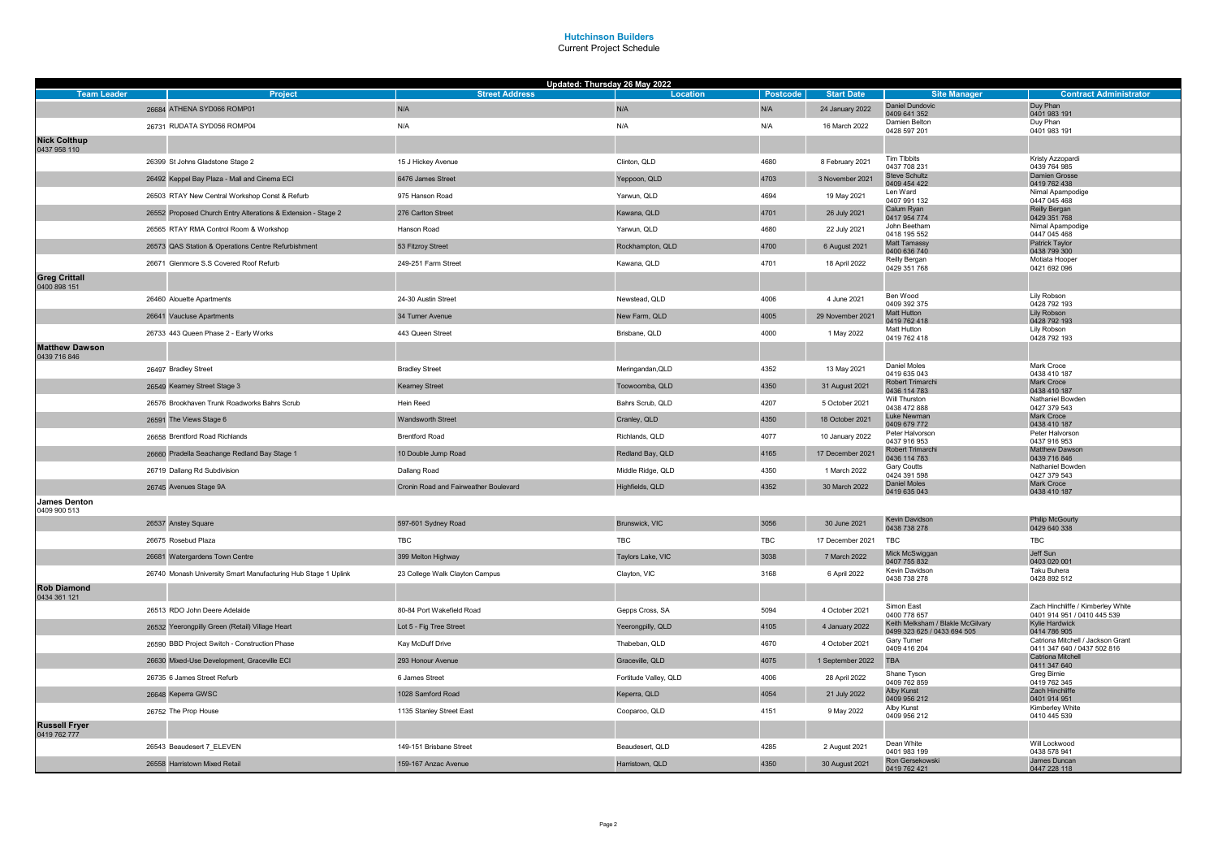# Hutchinson Builders

Current Project Schedule

| Updated: Thursday 26 May 2022 | | | | | | | |
|---|---|---|---|---|---|---|---|
| **Team Leader** | **Project** | **Street Address** | **Location** | **Postcode** | **Start Date** | **Site Manager** | **Contract Administrator** |
| | 26684 ATHENA SYD066 ROMP01 | N/A | N/A | N/A | 24 January 2022 | Daniel Dundovic 0409 641 352 | Duy Phan 0401 983 191 |
| | 26731 RUDATA SYD056 ROMP04 | N/A | N/A | N/A | 16 March 2022 | Damien Belton 0428 597 201 | Duy Phan 0401 983 191 |
| **Nick Colthup** 0437 958 110 | | | | | | | |
| | 26399 St Johns Gladstone Stage 2 | 15 J Hickey Avenue | Clinton, QLD | 4680 | 8 February 2021 | Tim TIbbits 0437 708 231 | Kristy Azzopardi 0439 764 985 |
| | 26492 Keppel Bay Plaza - Mall and Cinema ECI | 6476 James Street | Yeppoon, QLD | 4703 | 3 November 2021 | Steve Schultz 0409 454 422 | Damien Grosse 0419 762 438 |
| | 26503 RTAY New Central Workshop Const & Refurb | 975 Hanson Road | Yarwun, QLD | 4694 | 19 May 2021 | Len Ward 0407 991 132 | Nimal Apampodige 0447 045 468 |
| | 26552 Proposed Church Entry Alterations & Extension - Stage 2 | 276 Carlton Street | Kawana, QLD | 4701 | 26 July 2021 | Calum Ryan 0417 954 774 | Reilly Bergan 0429 351 768 |
| | 26565 RTAY RMA Control Room & Workshop | Hanson Road | Yarwun, QLD | 4680 | 22 July 2021 | John Beetham 0418 195 552 | Nimal Apampodige 0447 045 468 |
| | 26573 QAS Station & Operations Centre Refurbishment | 53 Fitzroy Street | Rockhampton, QLD | 4700 | 6 August 2021 | Matt Tamassy 0400 636 740 | Patrick Taylor 0438 799 300 |
| | 26671 Glenmore S.S Covered Roof Refurb | 249-251 Farm Street | Kawana, QLD | 4701 | 18 April 2022 | Reilly Bergan 0429 351 768 | Motiata Hooper 0421 692 096 |
| **Greg Crittall** 0400 898 151 | | | | | | | |
| | 26460 Alouette Apartments | 24-30 Austin Street | Newstead, QLD | 4006 | 4 June 2021 | Ben Wood 0409 392 375 | Lily Robson 0428 792 193 |
| | 26641 Vaucluse Apartments | 34 Turner Avenue | New Farm, QLD | 4005 | 29 November 2021 | Matt Hutton 0419 762 418 | Lily Robson 0428 792 193 |
| | 26733 443 Queen Phase 2 - Early Works | 443 Queen Street | Brisbane, QLD | 4000 | 1 May 2022 | Matt Hutton 0419 762 418 | Lily Robson 0428 792 193 |
| **Matthew Dawson** 0439 716 846 | | | | | | | |
| | 26497 Bradley Street | Bradley Street | Meringandan,QLD | 4352 | 13 May 2021 | Daniel Moles 0419 635 043 | Mark Croce 0438 410 187 |
| | 26549 Kearney Street Stage 3 | Kearney Street | Toowoomba, QLD | 4350 | 31 August 2021 | Robert Trimarchi 0436 114 783 | Mark Croce 0438 410 187 |
| | 26576 Brookhaven Trunk Roadworks Bahrs Scrub | Hein Reed | Bahrs Scrub, QLD | 4207 | 5 October 2021 | Will Thurston 0438 472 888 | Nathaniel Bowden 0427 379 543 |
| | 26591 The Views Stage 6 | Wandsworth Street | Cranley, QLD | 4350 | 18 October 2021 | Luke Newman 0409 679 772 | Mark Croce 0438 410 187 |
| | 26658 Brentford Road Richlands | Brentford Road | Richlands, QLD | 4077 | 10 January 2022 | Peter Halvorson 0437 916 953 | Peter Halvorson 0437 916 953 |
| | 26660 Pradella Seachange Redland Bay Stage 1 | 10 Double Jump Road | Redland Bay, QLD | 4165 | 17 December 2021 | Robert Trimarchi 0436 114 783 | Matthew Dawson 0439 716 846 |
| | 26719 Dallang Rd Subdivision | Dallang Road | Middle Ridge, QLD | 4350 | 1 March 2022 | Gary Coutts 0424 391 598 | Nathaniel Bowden 0427 379 543 |
| | 26745 Avenues Stage 9A | Cronin Road and Fairweather Boulevard | Highfields, QLD | 4352 | 30 March 2022 | Daniel Moles 0419 635 043 | Mark Croce 0438 410 187 |
| **James Denton** 0409 900 513 | | | | | | | |
| | 26537 Anstey Square | 597-601 Sydney Road | Brunswick, VIC | 3056 | 30 June 2021 | Kevin Davidson 0438 738 278 | Philip McGourty 0429 640 338 |
| | 26675 Rosebud Plaza | TBC | TBC | TBC | 17 December 2021 | TBC | TBC |
| | 26681 Watergardens Town Centre | 399 Melton Highway | Taylors Lake, VIC | 3038 | 7 March 2022 | Mick McSwiggan 0407 755 832 | Jeff Sun 0403 020 001 |
| | 26740 Monash University Smart Manufacturing Hub Stage 1 Uplink | 23 College Walk Clayton Campus | Clayton, VIC | 3168 | 6 April 2022 | Kevin Davidson 0438 738 278 | Taku Buhera 0428 892 512 |
| **Rob Diamond** 0434 361 121 | | | | | | | |
| | 26513 RDO John Deere Adelaide | 80-84 Port Wakefield Road | Gepps Cross, SA | 5094 | 4 October 2021 | Simon East 0400 778 657 | Zach Hinchliffe / Kimberley White 0401 914 951 / 0410 445 539 |
| | 26532 Yeerongpilly Green (Retail) Village Heart | Lot 5 - Fig Tree Street | Yeerongpilly, QLD | 4105 | 4 January 2022 | Keith Melksham / Blakle McGilvary 0499 323 625 / 0433 694 505 | Kylie Hardwick 0414 786 905 |
| | 26590 BBD Project Switch - Construction Phase | Kay McDuff Drive | Thabeban, QLD | 4670 | 4 October 2021 | Gary Turner 0409 416 204 | Catriona Mitchell / Jackson Grant 0411 347 640 / 0437 502 816 |
| | 26630 Mixed-Use Development, Graceville ECI | 293 Honour Avenue | Graceville, QLD | 4075 | 1 September 2022 | TBA | Catriona Mitchell 0411 347 640 |
| | 26735 6 James Street Refurb | 6 James Street | Fortitude Valley, QLD | 4006 | 28 April 2022 | Shane Tyson 0409 762 859 | Greg Birnie 0419 762 345 |
| | 26648 Keperra GWSC | 1028 Samford Road | Keperra, QLD | 4054 | 21 July 2022 | Alby Kunst 0409 956 212 | Zach Hinchliffe 0401 914 951 |
| | 26752 The Prop House | 1135 Stanley Street East | Cooparoo, QLD | 4151 | 9 May 2022 | Alby Kunst 0409 956 212 | Kimberley White 0410 445 539 |
| **Russell Fryer** 0419 762 777 | | | | | | | |
| | 26543 Beaudesert 7_ELEVEN | 149-151 Brisbane Street | Beaudesert, QLD | 4285 | 2 August 2021 | Dean White 0401 983 199 | Will Lockwood 0438 578 941 |
| | 26558 Harristown Mixed Retail | 159-167 Anzac Avenue | Harristown, QLD | 4350 | 30 August 2021 | Ron Gersekowski 0419 762 421 | James Duncan 0447 228 118 |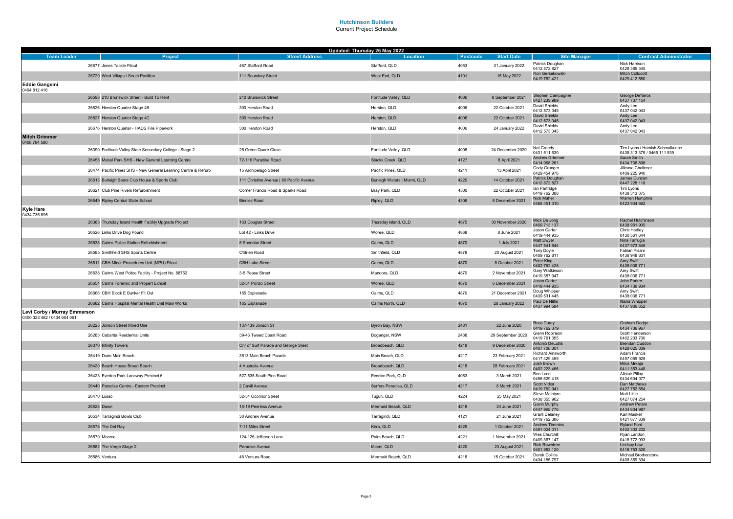# Hutchinson Builders

Current Project Schedule

| Updated: Thursday 26 May 2022 | | | | | | | |
|---|---|---|---|---|---|---|---|
| **Team Leader** | **Project** | **Street Address** | **Location** | **Postcode** | **Start Date** | **Site Manager** | **Contract Administrator** |
| | 26677 Jones Tackle Fitout | 467 Stafford Road | Stafford, QLD | 4053 | 31 January 2022 | Patrick Doughan 0412 872 827 | Nick Harrison 0428 385 345 |
| | 26729 West Village / South Pavilion | 111 Boundary Street | West End, QLD | 4101 | 15 May 2022 | Ron Gersekowski 0419 762 421 | Mitch Collocott 0429 412 580 |
| **Eddie Gangemi** 0404 812 416 | | | | | | | |
| | 26598 210 Brunswick Street - Build To Rent | 210 Brunswick Street | Fortitude Valley, QLD | 4006 | 8 September 2021 | Stephen Campagner 0427 239 989 | George Defteros 0437 737 154 |
| | 26626 Herston Quarter Stage 4B | 300 Herston Road | Herston, QLD | 4006 | 22 October 2021 | David Shields 0412 573 045 | Andy Lee 0437 042 043 |
| | 26627 Herston Quarter Stage 4C | 300 Herston Road | Herston, QLD | 4006 | 22 October 2021 | David Shields 0412 573 045 | Andy Lee 0437 042 043 |
| | 26676 Herston Quarter - HADS Fire Pipework | 300 Herston Road | Herston, QLD | 4006 | 24 January 2022 | David Shields 0412 573 045 | Andy Lee 0437 042 043 |
| **Mitch Grimmer** 0408 784 580 | | | | | | | |
| | 26390 Fortitude Valley State Secondary College - Stage 2 | 25 Green Quare Close | Fortitude Valley, QLD | 4006 | 24 December 2020 | Nat Creedy 0431 511 630 | Tim Lyons / Hamish Schmalkuche 0438 313 375 / 0466 111 539 |
| | 26458 Mabel Park SHS - New General Learning Centre | 72-116 Paradise Road | Slacks Creek, QLD | 4127 | 8 April 2021 | Andrew Grimmer 0414 968 261 | Sarah Smith 0434 736 896 |
| | 26474 Pacific Pines SHS - New General Learning Centre & Refurb | 15 Archipelago Street | Pacific Pines, QLD | 4211 | 13 April 2021 | Cody Granger 0429 454 976 | Jilleasa Challenor 0409 225 940 |
| | 26615 Burleigh Bears Club House & Sports Club | 111 Christine Avenue \| 80 Pacific Avenue | Burleigh Waters \| Miami, QLD | 4220 | 14 October 2021 | Patrick Doughan 0412 872 827 | James Duncan 0447 228 118 |
| | 26621 Club Pine Rivers Refurbishment | Corner Francis Road & Sparks Road | Bray Park, QLD | 4500 | 22 October 2021 | Ian Partridge 0419 762 388 | Tim Lyons 0438 313 375 |
| | 26649 Ripley Central State School | Binnies Road | Ripley, QLD | 4306 | 6 December 2021 | Nick Maher 0466 451 310 | Warren Humphris 0423 934 662 |
| **Kyle Hare** 0434 736 895 | | | | | | | |
| | 26383 Thursday Island Health Facility Upgrade Project | 163 Douglas Street | Thursday Island, QLD | 4875 | 30 November 2020 | Mick De Jong 0409 713 137 | Rachel Hutchinson 0438 961 905 |
| | 26526 Links Drive Dog Pound | Lot 42 - Links Drive | Woree, QLD | 4868 | 8 June 2021 | Jason Carter 0419 444 935 | Chris Hedley 0430 561 644 |
| | 26538 Cairns Police Station Refurbishment | 5 Sheridan Street | Cairns, QLD | 4870 | 1 July 2021 | Matt Dwyer 0447 541 844 | Nina Farrugia 0437 973 845 |
| | 26585 Smithfield SHS Sports Centre | O'Brien Road | Smithfield, QLD | 4878 | 20 August 2021 | Tony Doyle 0409 762 811 | Fabian Pisani 0438 948 801 |
| | 26611 CBH Minor Procedures Unit (MPU) Fitout | CBH Lake Street | Cairns, QLD | 4870 | 8 October 2021 | Peter King 0402 762 428 | Amy Swift 0438 036 771 |
| | 26638 Cairns West Police Facility - Project No. 88752 | 3-5 Pease Street | Manoora, QLD | 4870 | 2 November 2021 | Gary Watkinson 0419 357 947 | Amy Swift 0438 036 771 |
| | 26654 Cairns Forensic and Propert Exhibit | 32-34 Ponzo Street | Woree, QLD | 4870 | 6 December 2021 | Jason Carter 0419 444 935 | John Parker 0434 736 934 |
| | 26666 CBH Block E Bunker Fit Out | 165 Esplanade | Cairns, QLD | 4870 | 21 December 2021 | Doug Whipper 0439 531 445 | Amy Swift 0438 036 771 |
| | 26682 Cairns Hospital Mental Health Unit Main Works | 165 Esplanade | Cairns North, QLD | 4870 | 28 January 2022 | Paul De Nittis 0437 994 584 | Illiana Whipper 0437 906 652 |
| **Levi Corby / Murray Emmerson** 0400 323 482 / 0434 604 061 | | | | | | | |
| | 26225 Jonson Street Mixed Use | 137-139 Jonson St | Byron Bay, NSW | 2481 | 22 June 2020 | Ross Durey 0419 762 379 | Graham Dodge 0434 736 967 |
| | 26283 Cabarita Residential Units | 39-45 Tweed Coast Road | Bogangar, NSW | 2488 | 29 September 2020 | Glenn Robinson 0419 761 355 | Scott Henderson 0402 203 700 |
| | 26370 Infinity Towers | Cnr of Surf Parade and George Sreet | Broadbeach, QLD | 4218 | 9 December 2020 | Antonio DeLutiis 0407 708 301 | Brendan Cuddon 0428 025 309 |
| | 26419 Dune Main Beach | 3513 Main Beach Parade | Main Beach, QLD | 4217 | 23 February 2021 | Richard Ainsworth 0417 429 459 | Adam Francis 0497 069 925 |
| | 26420 Beach House Broad Beach | 4 Australia Avenue | Broadbeach, QLD | 4218 | 28 February 2021 | Josh Brown 0402 223 466 | Milos Mrkaja 0411 353 448 |
| | 26423 Everton Park Laneway Precinct 6 | 527-535 South Pine Road | Everton Park, QLD | 4053 | 3 March 2021 | Ben Lund 0456 629 415 | Alistair Pillay 0434 604 077 |
| | 26440 Paradise Centre - Eastern Precinct | 2 Cavill Avenue | Surfers Paradise, QLD | 4217 | 8 March 2021 | Scott Vidler 0419 762 941 | Dan Matthews 0427 752 554 |
| | 26470 Lusso | 32-34 Oconnor Street | Tugun, QLD | 4224 | 25 May 2021 | Steve McIntyre 0438 355 962 | Matt Little 0427 074 254 |
| | 26528 Dawn | 15-19 Peerless Avenue | Mermaid Beach, QLD | 4218 | 24 June 2021 | Gavin Murphy 0447 968 776 | Andrew Peters 0434 604 987 |
| | 26534 Tarragindi Bowls Club | 30 Andrew Avenue | Tarragindi, QLD | 4121 | 21 June 2021 | Grant Delaney 0419 762 386 | Karl Maskell 0421 677 839 |
| | 26578 The Del Ray | 7-11 Miles Street | Kirra, QLD | 4225 | 1 October 2021 | Andrew Timmins 0491 024 011 | Ryland Ford 0402 303 232 |
| | 26579 Monroe | 124-126 Jefferson Lane | Palm Beach, QLD | 4221 | 1 November 2021 | Wes Churchill 0409 367 147 | Ryan Landon 0418 772 993 |
| | 26582 The Verge Stage 2 | Paradise Avenue | Miami, QLD | 4220 | 23 August 2021 | Rick Rowntree 0401 983 120 | Lindsay Low 0418 753 525 |
| | 26586 Ventura | 48 Ventura Road | Mermaid Beach, QLD | 4218 | 15 October 2021 | Derek Collins 0434 185 797 | Michael Brotherstone 0408 369 394 |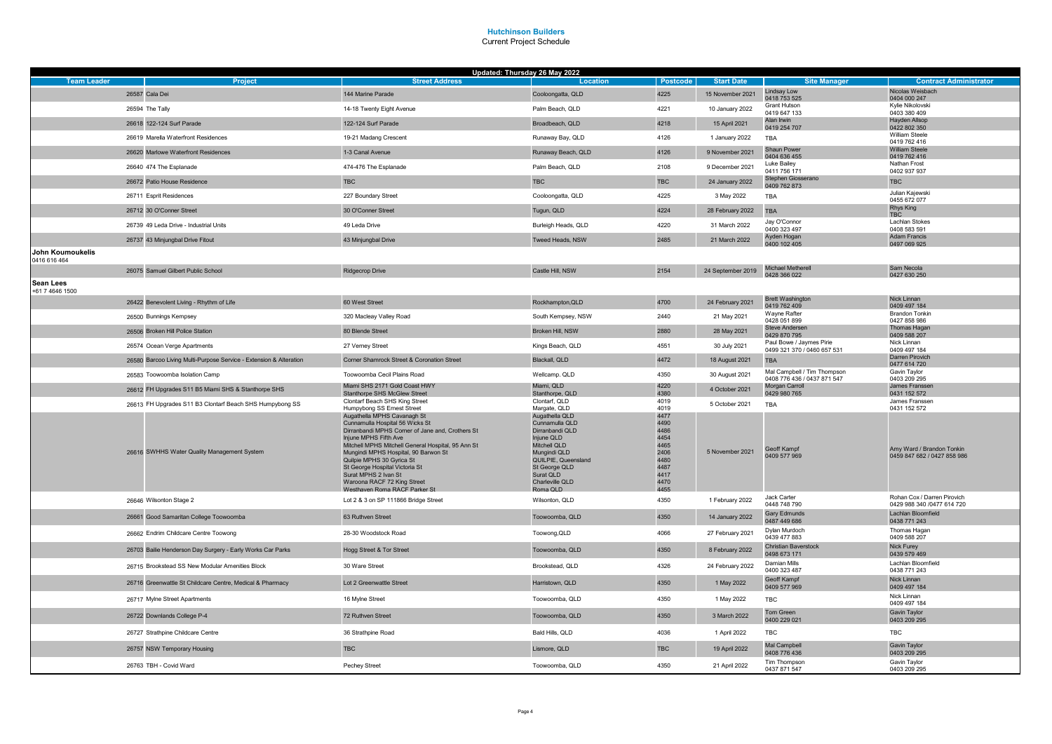# Hutchinson Builders

Current Project Schedule

| Updated: Thursday 26 May 2022 | | | | | | | |
|---|---|---|---|---|---|---|---|
| **Team Leader** | **Project** | **Street Address** | **Location** | **Postcode** | **Start Date** | **Site Manager** | **Contract Administrator** |
| | 26587 Cala Dei | 144 Marine Parade | Cooloongatta, QLD | 4225 | 15 November 2021 | Lindsay Low 0418 753 525 | Nicolas Weisbach 0404 000 247 |
| | 26594 The Tally | 14-18 Twenty Eight Avenue | Palm Beach, QLD | 4221 | 10 January 2022 | Grant Hutson 0419 647 133 | Kylie Nikolovski 0403 380 409 |
| | 26618 122-124 Surf Parade | 122-124 Surf Parade | Broadbeach, QLD | 4218 | 15 April 2021 | Alan Irwin 0419 254 707 | Hayden Allsop 0422 802 350 |
| | 26619 Marella Waterfront Residences | 19-21 Madang Crescent | Runaway Bay, QLD | 4126 | 1 January 2022 | TBA | William Steele 0419 762 416 |
| | 26620 Marlowe Waterfront Residences | 1-3 Canal Avenue | Runaway Beach, QLD | 4126 | 9 November 2021 | Shaun Power 0404 636 455 | William Steele 0419 762 416 |
| | 26640 474 The Esplanade | 474-476 The Esplanade | Palm Beach, QLD | 2108 | 9 December 2021 | Luke Bailey 0411 756 171 | Nathan Frost 0402 937 937 |
| | 26672 Patio House Residence | TBC | TBC | TBC | 24 January 2022 | Stephen Giosserano 0409 762 873 | TBC |
| | 26711 Esprit Residences | 227 Boundary Street | Cooloongatta, QLD | 4225 | 3 May 2022 | TBA | Julian Kajewski 0455 672 077 |
| | 26712 30 O'Conner Street | 30 O'Conner Street | Tugun, QLD | 4224 | 28 February 2022 | TBA | Rhys King TBC |
| | 26739 49 Leda Drive - Industrial Units | 49 Leda Drive | Burleigh Heads, QLD | 4220 | 31 March 2022 | Jay O'Connor 0400 323 497 | Lachlan Stokes 0408 583 591 |
| | 26737 43 Minjungbal Drive Fitout | 43 Minjungbal Drive | Tweed Heads, NSW | 2485 | 21 March 2022 | Ayden Hogan 0400 102 405 | Adam Francis 0497 069 925 |
| **John Koumoukelis** 0416 616 464 | | | | | | | |
| | 26075 Samuel Gilbert Public School | Ridgecrop Drive | Castle Hill, NSW | 2154 | 24 September 2019 | Michael Metherell 0428 366 022 | Sam Necola 0427 630 250 |
| **Sean Lees** +61 7 4646 1500 | | | | | | | |
| | 26422 Benevolent Living - Rhythm of Life | 60 West Street | Rockhampton,QLD | 4700 | 24 February 2021 | Brett Washington 0419 762 409 | Nick Linnan 0409 497 184 |
| | 26500 Bunnings Kempsey | 320 Macleay Valley Road | South Kempsey, NSW | 2440 | 21 May 2021 | Wayne Rafter 0428 051 899 | Brandon Tonkin 0427 858 986 |
| | 26506 Broken Hill Police Station | 80 Blende Street | Broken Hill, NSW | 2880 | 28 May 2021 | Steve Andersen 0429 870 795 | Thomas Hagan 0409 588 207 |
| | 26574 Ocean Verge Apartments | 27 Verney Street | Kings Beach, QLD | 4551 | 30 July 2021 | Paul Bowe / Jaymes Pirie 0499 321 370 / 0460 657 531 | Nick Linnan 0409 497 184 |
| | 26580 Barcoo Living Multi-Purpose Service - Extension & Alteration | Corner Shamrock Street & Coronation Street | Blackall, QLD | 4472 | 18 August 2021 | TBA | Darren Pirovich 0477 614 720 |
| | 26583 Toowoomba Isolation Camp | Toowoomba Cecil Plains Road | Wellcamp. QLD | 4350 | 30 August 2021 | Mal Campbell / Tim Thompson 0408 776 436 / 0437 871 547 | Gavin Taylor 0403 209 295 |
| | 26612 FH Upgrades S11 B5 Miami SHS & Stanthorpe SHS | Miami SHS 2171 Gold Coast HWY<br>Stanthorpe SHS McGlew Street | Miami, QLD<br>Stanthorpe, QLD | 4220<br>4380 | 4 October 2021 | Morgan Carroll 0429 980 765 | James Franssen 0431 152 572 |
| | 26613 FH Upgrades S11 B3 Clontarf Beach SHS Humpybong SS | Clontarf Beach SHS King Street<br>Humpybong SS Ernest Street | Clontarf, QLD<br>Margate, QLD | 4019<br>4019 | 5 October 2021 | TBA | James Franssen 0431 152 572 |
| | 26616 SWHHS Water Quality Management System | Augathella MPHS Cavanagh St<br>Cunnamulla Hospital 56 Wicks St<br>Dirranbandi MPHS Corner of Jane and, Crothers St<br>Injune MPHS Fifth Ave<br>Mitchell MPHS Mitchell General Hospital, 95 Ann St<br>Mungindi MPHS Hospital, 90 Barwon St<br>Quilpie MPHS 30 Gyrica St<br>St George Hospital Victoria St<br>Surat MPHS 2 Ivan St<br>Waroona RACF 72 King Street<br>Westhaven Roma RACF Parker St | Augathella QLD<br>Cunnamulla QLD<br>Dirranbandi QLD<br>Injune QLD<br>Mitchell QLD<br>Mungindi QLD<br>QUILPIE, Queensland<br>St George QLD<br>Surat QLD<br>Charleville QLD<br>Roma QLD | 4477<br>4490<br>4486<br>4454<br>4465<br>2406<br>4480<br>4487<br>4417<br>4470<br>4455 | 5 November 2021 | Geoff Kampf 0409 577 969 | Amy Ward / Brandon Tonkin 0459 847 682 / 0427 858 986 |
| | 26646 Wilsonton Stage 2 | Lot 2 & 3 on SP 111866 Bridge Street | Wilsonton, QLD | 4350 | 1 February 2022 | Jack Carter 0448 748 790 | Rohan Cox / Darren Pirovich 0429 988 340 /0477 614 720 |
| | 26661 Good Samaritan College Toowoomba | 63 Ruthven Street | Toowoomba, QLD | 4350 | 14 January 2022 | Gary Edmunds 0487 449 686 | Lachlan Bloomfield 0438 771 243 |
| | 26662 Endrim Childcare Centre Toowong | 28-30 Woodstock Road | Toowong,QLD | 4066 | 27 February 2021 | Dylan Murdoch 0439 477 883 | Thomas Hagan 0409 588 207 |
| | 26703 Baillie Henderson Day Surgery - Early Works Car Parks | Hogg Street & Tor Street | Toowoomba, QLD | 4350 | 8 February 2022 | Christian Baverstock 0498 673 171 | Nick Furey 0439 579 469 |
| | 26715 Brookstead SS New Modular Amenities Block | 30 Ware Street | Brookstead, QLD | 4326 | 24 February 2022 | Damian Mills 0400 323 487 | Lachlan Bloomfield 0438 771 243 |
| | 26716 Greenwattle St Childcare Centre, Medical & Pharmacy | Lot 2 Greenwattle Street | Harristown, QLD | 4350 | 1 May 2022 | Geoff Kampf 0409 577 969 | Nick Linnan 0409 497 184 |
| | 26717 Mylne Street Apartments | 16 Mylne Street | Toowoomba, QLD | 4350 | 1 May 2022 | TBC | Nick Linnan 0409 497 184 |
| | 26722 Downlands College P-4 | 72 Ruthven Street | Toowoomba, QLD | 4350 | 3 March 2022 | Tom Green 0400 229 021 | Gavin Taylor 0403 209 295 |
| | 26727 Strathpine Childcare Centre | 36 Strathpine Road | Bald Hills, QLD | 4036 | 1 April 2022 | TBC | TBC |
| | 26757 NSW Temporary Housing | TBC | Lismore, QLD | TBC | 19 April 2022 | Mal Campbell 0408 776 436 | Gavin Taylor 0403 209 295 |
| | 26763 TBH - Covid Ward | Pechey Street | Toowoomba, QLD | 4350 | 21 April 2022 | Tim Thompson 0437 871 547 | Gavin Taylor 0403 209 295 |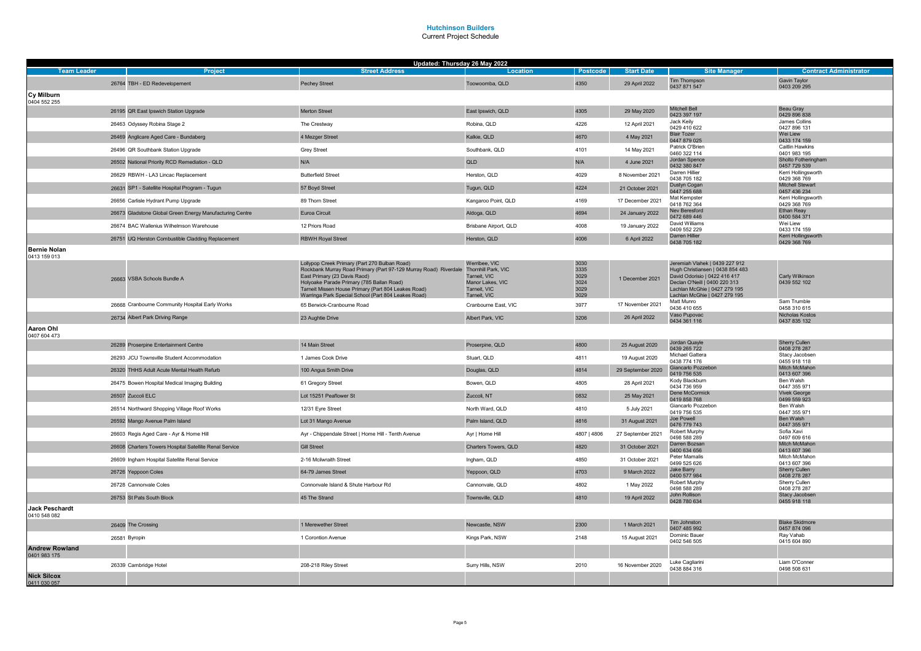# Hutchinson Builders

Current Project Schedule

| Updated: Thursday 26 May 2022 | | | | | | | |
|---|---|---|---|---|---|---|---|
| **Team Leader** | **Project** | **Street Address** | **Location** | **Postcode** | **Start Date** | **Site Manager** | **Contract Administrator** |
| | 26764 TBH - ED Redevelopement | Pechey Street | Toowoomba, QLD | 4350 | 29 April 2022 | Tim Thompson 0437 871 547 | Gavin Taylor 0403 209 295 |
| **Cy Milburn** 0404 552 255 | | | | | | | |
| | 26195 QR East Ipswich Station Upgrade | Merton Street | East Ipswich, QLD | 4305 | 29 May 2020 | Mitchell Bell 0423 397 197 | Beau Gray 0429 896 838 |
| | 26463 Odyssey Robina Stage 2 | The Crestway | Robina, QLD | 4226 | 12 April 2021 | Jack Keily 0429 410 622 | James Collins 0427 896 131 |
| | 26469 Anglicare Aged Care - Bundaberg | 4 Mezger Street | Kalkie, QLD | 4670 | 4 May 2021 | Blair Tozer 0447 879 025 | Wei Liew 0433 174 159 |
| | 26496 QR Southbank Station Upgrade | Grey Street | Southbank, QLD | 4101 | 14 May 2021 | Patrick O'Brien 0460 322 114 | Caitlin Hawkins 0401 983 195 |
| | 26502 National Priority RCD Remediation - QLD | N/A | QLD | N/A | 4 June 2021 | Jordan Spence 0432 380 847 | Sholto Fotheringham 0457 729 539 |
| | 26629 RBWH - LA3 Lincac Replacement | Butterfield Street | Herston, QLD | 4029 | 8 November 2021 | Darren Hillier 0438 705 182 | Kerri Hollingsworth 0429 368 769 |
| | 26631 SP1 - Satellite Hospital Program - Tugun | 57 Boyd Street | Tugun, QLD | 4224 | 21 October 2021 | Dustyn Cogan 0447 255 688 | Mitchell Stewart 0457 436 234 |
| | 26656 Carlisle Hydrant Pump Upgrade | 89 Thorn Street | Kangaroo Point, QLD | 4169 | 17 December 2021 | Mat Kempster 0418 762 364 | Kerri Hollingsworth 0429 368 769 |
| | 26673 Gladstone Global Green Energy Manufacturing Centre | Euroa Circuit | Aldoga, QLD | 4694 | 24 January 2022 | Nev Beresford 0472 689 446 | Ethan Reay 0400 584 371 |
| | 26674 BAC Wallenius Wilhelmson Warehouse | 12 Priors Road | Brisbane Airport, QLD | 4008 | 19 January 2022 | David Williams 0409 552 229 | Wei Liew 0433 174 159 |
| | 26751 UQ Herston Combustible Cladding Replacement | RBWH Royal Street | Herston, QLD | 4006 | 6 April 2022 | Darren Hillier 0438 705 182 | Kerri Hollingsworth 0429 368 769 |
| **Bernie Nolan** 0413 159 013 | | | | | | | |
| | 26663 VSBA Schools Bundle A | Lollypop Creek Primary (Part 270 Bulban Road)<br>Rockbank Murray Road Primary (Part 97-129 Murray Road) Riverdale<br>East Primary (23 Davis Raod)<br>Holyoake Parade Primary (785 Ballan Road)<br>Tarneit Missen House Primary (Part 804 Leakes Road)<br>Warringa Park Special School (Part 804 Leakes Road) | Werribee, VIC<br>Thornhill Park, VIC<br>Tarneit, VIC<br>Manor Lakes, VIC<br>Tarneit, VIC<br>Tarneit, VIC | 3030<br>3335<br>3029<br>3024<br>3029<br>3029 | 1 December 2021 | Jeremiah Vlahek \| 0439 227 912<br>Hugh Christiansen \| 0438 854 483<br>David Odorisio \| 0422 416 417<br>Declan O'Neill \| 0400 220 313<br>Lachlan McGhie \| 0427 279 195<br>Lachlan McGhie \| 0427 279 195 | Carly Wilkinson 0439 552 102 |
| | 26668 Cranbourne Community Hospital Early Works | 65 Berwick-Cranbourne Road | Cranbourne East, VIC | 3977 | 17 November 2021 | Matt Munro 0436 410 655 | Sam Trumble 0458 310 615 |
| | 26734 Albert Park Driving Range | 23 Aughtie Drive | Albert Park, VIC | 3206 | 26 April 2022 | Vaso Pupovac 0434 361 116 | Nicholas Kostos 0437 835 132 |
| **Aaron Ohl** 0407 604 473 | | | | | | | |
| | 26289 Proserpine Entertainment Centre | 14 Main Street | Proserpine, QLD | 4800 | 25 August 2020 | Jordan Quayle 0439 265 722 | Sherry Cullen 0408 278 287 |
| | 26293 JCU Townsville Student Accommodation | 1 James Cook Drive | Stuart, QLD | 4811 | 19 August 2020 | Michael Gattera 0438 774 176 | Stacy Jacobsen 0455 918 118 |
| | 26320 THHS Adult Acute Mental Health Refurb | 100 Angus Smith Drive | Douglas, QLD | 4814 | 29 September 2020 | Giancarlo Pozzebon 0419 756 535 | Mitch McMahon 0413 607 396 |
| | 26475 Bowen Hospital Medical Imaging Building | 61 Gregory Street | Bowen, QLD | 4805 | 28 April 2021 | Kody Blackburn 0434 736 959 | Ben Walsh 0447 355 971 |
| | 26507 Zuccoli ELC | Lot 15251 Peaflower St | Zuccoli, NT | 0832 | 25 May 2021 | Dene McCormick 0419 858 768 | Vivek George 0499 559 923 |
| | 26514 Northward Shopping Village Roof Works | 12/31 Eyre Street | North Ward, QLD | 4810 | 5 July 2021 | Giancarlo Pozzebon 0419 756 535 | Ben Walsh 0447 355 971 |
| | 26592 Mango Avenue Palm Island | Lot 31 Mango Avenue | Palm Island, QLD | 4816 | 31 August 2021 | Joe Powell 0476 779 743 | Ben Walsh 0447 355 971 |
| | 26603 Regis Aged Care - Ayr & Home Hill | Ayr - Chippendale Street \| Home Hill - Tenth Avenue | Ayr \| Home Hill | 4807 \| 4806 | 27 September 2021 | Robert Murphy 0498 588 289 | Sofia Xavi 0497 609 616 |
| | 26608 Charters Towers Hospital Satellite Renal Service | Gill Street | Charters Towers, QLD | 4820 | 31 October 2021 | Darren Bozsan 0400 634 656 | Mitch McMahon 0413 607 396 |
| | 26609 Ingham Hospital Satellite Renal Service | 2-16 Mcilwraith Street | Ingham, QLD | 4850 | 31 October 2021 | Peter Mamalis 0499 525 626 | Mitch McMahon 0413 607 396 |
| | 26726 Yeppoon Coles | 64-79 James Street | Yeppoon, QLD | 4703 | 9 March 2022 | Jake Barry 0400 577 984 | Sherry Cullen 0408 278 287 |
| | 26728 Cannonvale Coles | Connonvale Island & Shute Harbour Rd | Cannonvale, QLD | 4802 | 1 May 2022 | Robert Murphy 0498 588 289 | Sherry Cullen 0408 278 287 |
| | 26753 St Pats South Block | 45 The Strand | Townsville, QLD | 4810 | 19 April 2022 | John Rollison 0428 780 634 | Stacy Jacobsen 0455 918 118 |
| **Jack Peschardt** 0410 548 082 | | | | | | | |
| | 26409 The Crossing | 1 Merewether Street | Newcastle, NSW | 2300 | 1 March 2021 | Tim Johnston 0407 485 992 | Blake Skidmore 0457 874 096 |
| | 26581 Byropin | 1 Corontion Avenue | Kings Park, NSW | 2148 | 15 August 2021 | Dominic Bauer 0402 546 505 | Ray Vahab 0415 604 890 |
| **Andrew Rowland** 0401 983 175 | | | | | | | |
| | 26339 Cambridge Hotel | 208-218 Riley Street | Surry Hills, NSW | 2010 | 16 November 2020 | Luke Cagliarini 0438 884 316 | Liam O'Conner 0498 508 631 |
| **Nick Silcox** 0411 030 057 | | | | | | | |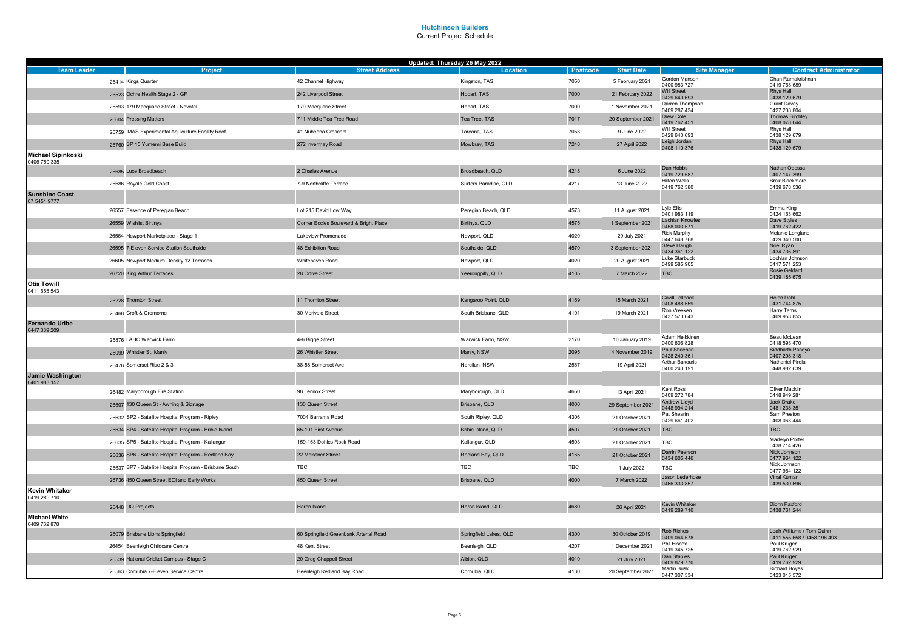# Hutchinson Builders

Current Project Schedule

| Updated: Thursday 26 May 2022 | | | | | | | | |
|---|---|---|---|---|---|---|---|---|
| **Team Leader** | **Project** | | **Street Address** | **Location** | **Postcode** | **Start Date** | **Site Manager** | **Contract Administrator** |
| | 26414 | Kings Quarter | 42 Channel Highway | Kingston, TAS | 7050 | 5 February 2021 | Gordon Manson 0400 983 727 | Chan Ramakrishnan 0419 763 689 |
| | 26523 | Ochre Health Stage 2 - GF | 242 Liverpool Street | Hobart, TAS | 7000 | 21 February 2022 | Will Street 0429 640 693 | Rhys Hall 0438 129 679 |
| | 26593 | 179 Macquarie Street - Novotel | 179 Macquarie Street | Hobart, TAS | 7000 | 1 November 2021 | Darren Thompson 0409 287 434 | Grant Davey 0427 203 804 |
| | 26604 | Pressing Matters | 711 Middle Tea Tree Road | Tea Tree, TAS | 7017 | 20 September 2021 | Drew Cole 0419 762 451 | Thomas Birchley 0408 078 044 |
| | 26759 | IMAS Experimental Aquiculture Facility Roof | 41 Nubeena Crescent | Taroona, TAS | 7053 | 9 June 2022 | Will Street 0429 640 693 | Rhys Hall 0438 129 679 |
| | 26760 | SP 15 Yumemi Base Build | 272 Invermay Road | Mowbray, TAS | 7248 | 27 April 2022 | Leigh Jordan 0408 110 376 | Rhys Hall 0438 129 679 |
| **Michael Sipinkoski** 0406 750 335 | | | | | | | | |
| | 26685 | Luxe Broadbeach | 2 Charles Avenue | Broadbeach, QLD | 4218 | 6 June 2022 | Dan Hobbs 0419 729 587 | Nathan Odessa 0407 147 399 |
| | 26686 | Royale Gold Coast | 7-9 Northcliffe Terrace | Surfers Paradise, QLD | 4217 | 13 June 2022 | Hilton Wells 0419 762 380 | Brair Blackmore 0439 678 536 |
| **Sunshine Coast** 07 5451 9777 | | | | | | | | |
| | 26557 | Essence of Peregian Beach | Lot 215 David Low Way | Peregian Beach, QLD | 4573 | 11 August 2021 | Lyle Ellis 0401 983 119 | Emma King 0424 163 662 |
| | 26559 | Wishlist Birtinya | Corner Eccles Boulevard & Bright Place | Birtinya, QLD | 4575 | 1 September 2021 | Lachlan Knowles 0458 003 571 | Dave Styles 0419 762 422 |
| | 26564 | Newport Marketplace - Stage 1 | Lakeview Promenade | Newport, QLD | 4020 | 29 July 2021 | Rick Murphy 0447 648 768 | Melanie Longland 0429 340 500 |
| | 26595 | 7-Eleven Service Station Southside | 48 Exhibition Road | Southside, QLD | 4570 | 3 September 2021 | Steve Haugh 0434 361 122 | Noel Ryan 0434 736 891 |
| | 26605 | Newport Medium Density 12 Terraces | Whitehaven Road | Newport, QLD | 4020 | 20 August 2021 | Luke Starbuck 0499 585 905 | Lochlan Johnson 0417 571 253 |
| | 26720 | King Arthur Terraces | 28 Ortive Street | Yeerongpilly, QLD | 4105 | 7 March 2022 | TBC | Rosie Geldard 0439 185 675 |
| **Otis Towill** 0411 655 543 | | | | | | | | |
| | 26228 | Thornton Street | 11 Thornton Street | Kangaroo Point, QLD | 4169 | 15 March 2021 | Cavill Lollback 0408 488 559 | Helen Dahl 0431 744 875 |
| | 26468 | Croft & Cremorne | 30 Merivale Street | South Brisbane, QLD | 4101 | 19 March 2021 | Ron Vreeken 0437 573 643 | Harry Tams 0409 953 855 |
| **Fernando Uribe** 0447 339 209 | | | | | | | | |
| | 25876 | LAHC Warwick Farm | 4-6 Bigge Street | Warwick Farm, NSW | 2170 | 10 January 2019 | Adam Heikkinen 0400 606 828 | Beau McLean 0418 593 470 |
| | 26099 | Whistler St, Manly | 26 Whistler Street | Manly, NSW | 2095 | 4 November 2019 | Paul Sheehan 0428 240 361 | Siddharth Pandya 0407 298 318 |
| | 26476 | Somerset Rise 2 & 3 | 38-58 Somerset Ave | Narellan, NSW | 2567 | 19 April 2021 | Arthur Bakouris 0400 240 191 | Nathaniel Pirola 0448 982 639 |
| **Jamie Washington** 0401 983 157 | | | | | | | | |
| | 26482 | Maryborough Fire Station | 98 Lennox Street | Maryborough, QLD | 4650 | 13 April 2021 | Kent Ross 0409 272 784 | Oliver Macklin 0418 949 281 |
| | 26607 | 130 Queen St - Awning & Signage | 130 Queen Street | Brisbane, QLD | 4000 | 29 September 2021 | Andrew Lloyd 0448 994 214 | Jack Drake 0481 238 351 |
| | 26632 | SP2 - Satellite Hospital Program - Ripley | 7004 Barrams Road | South Ripley, QLD | 4306 | 21 October 2021 | Pat Shearin 0429 661 402 | Sam Preston 0408 063 444 |
| | 26634 | SP4 - Satellite Hospital Program - Bribie Island | 65-101 First Avenue | Bribie Island, QLD | 4507 | 21 October 2021 | TBC | TBC |
| | 26635 | SP5 - Satellite Hospital Program - Kallangur | 159-163 Dohles Rock Road | Kallangur, QLD | 4503 | 21 October 2021 | TBC | Madelyn Porter 0438 714 426 |
| | 26636 | SP6 - Satellite Hospital Program - Redland Bay | 22 Meissner Street | Redland Bay, QLD | 4165 | 21 October 2021 | Darrin Pearson 0434 605 446 | Nick Johnson 0477 964 122 |
| | 26637 | SP7 - Satellite Hospital Program - Brisbane South | TBC | TBC | TBC | 1 July 2022 | TBC | Nick Johnson 0477 964 122 |
| | 26736 | 450 Queen Street ECI and Early Works | 450 Queen Street | Brisbane, QLD | 4000 | 7 March 2022 | Jason Lederhose 0466 333 857 | Vinal Kumar 0439 530 696 |
| **Kevin Whitaker** 0419 289 710 | | | | | | | | |
| | 26448 | UQ Projects | Heron Island | Heron Island, QLD | 4680 | 26 April 2021 | Kevin Whitaker 0419 289 710 | Dionn Paxford 0438 761 244 |
| **Michael White** 0409 762 878 | | | | | | | | |
| | 26079 | Brisbane Lions Springfield | 60 Springfield Greenbank Arterial Road | Springfield Lakes, QLD | 4300 | 30 October 2019 | Rob Riches 0409 064 578 | Leah Williams / Tom Quinn 0411 555 658 / 0458 196 493 |
| | 26454 | Beenleigh Childcare Centre | 48 Kent Street | Beenleigh, QLD | 4207 | 1 December 2021 | Phil Hiscox 0419 345 725 | Paul Kruger 0419 762 929 |
| | 26539 | National Cricket Campus - Stage C | 20 Greg Chappell Street | Albion, QLD | 4010 | 21 July 2021 | Dan Staples 0409 879 770 | Paul Kruger 0419 762 929 |
| | 26563 | Cornubia 7-Eleven Service Centre | Beenleigh Redland Bay Road | Cornubia, QLD | 4130 | 20 September 2021 | Martin Busk 0447 307 334 | Richard Boyes 0423 015 572 |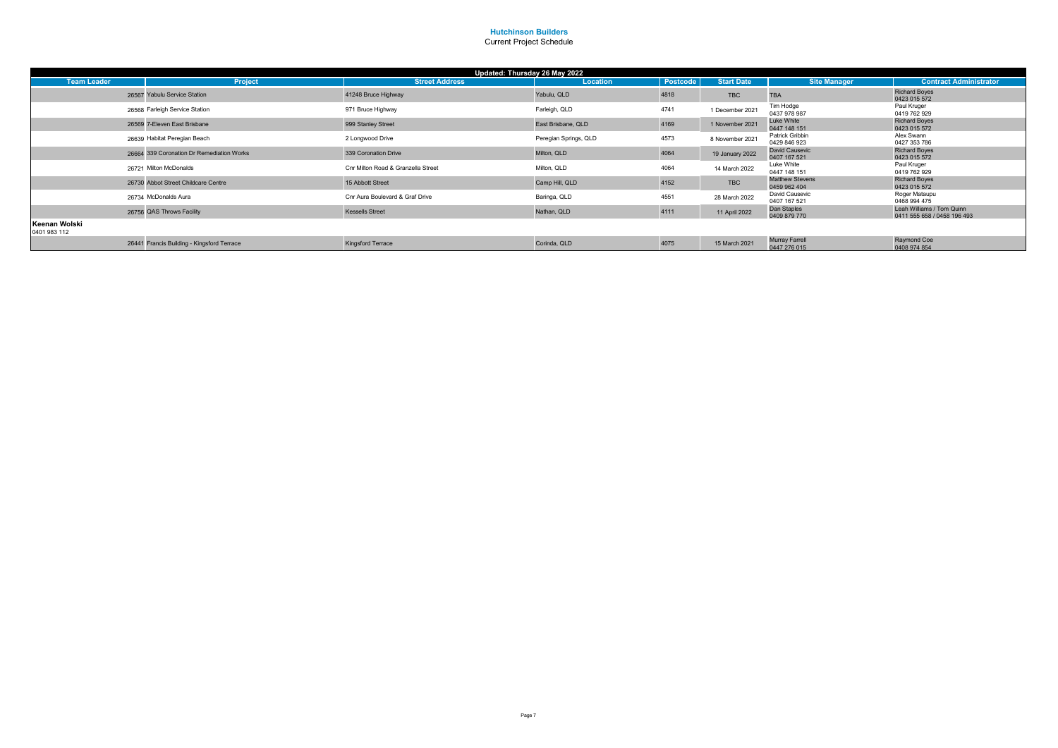**Hutchinson Builders**
Current Project Schedule

| Updated: Thursday 26 May 2022 | | | | | | | | |
|---|---|---|---|---|---|---|---|---|
| **Team Leader** | | **Project** | **Street Address** | **Location** | **Postcode** | **Start Date** | **Site Manager** | **Contract Administrator** |
| | 26567 | Yabulu Service Station | 41248 Bruce Highway | Yabulu, QLD | 4818 | TBC | TBA | Richard Boyes 0423 015 572 |
| | 26568 | Farleigh Service Station | 971 Bruce Highway | Farleigh, QLD | 4741 | 1 December 2021 | Tim Hodge 0437 978 987 | Paul Kruger 0419 762 929 |
| | 26569 | 7-Eleven East Brisbane | 999 Stanley Street | East Brisbane, QLD | 4169 | 1 November 2021 | Luke White 0447 148 151 | Richard Boyes 0423 015 572 |
| | 26639 | Habitat Peregian Beach | 2 Longwood Drive | Peregian Springs, QLD | 4573 | 8 November 2021 | Patrick Gribbin 0429 846 923 | Alex Swann 0427 353 786 |
| | 26664 | 339 Coronation Dr Remediation Works | 339 Coronation Drive | Milton, QLD | 4064 | 19 January 2022 | David Causevic 0407 167 521 | Richard Boyes 0423 015 572 |
| | 26721 | Milton McDonalds | Cnr Milton Road & Granzella Street | Milton, QLD | 4064 | 14 March 2022 | Luke White 0447 148 151 | Paul Kruger 0419 762 929 |
| | 26730 | Abbot Street Childcare Centre | 15 Abbott Street | Camp Hill, QLD | 4152 | TBC | Matthew Stevens 0459 962 404 | Richard Boyes 0423 015 572 |
| | 26734 | McDonalds Aura | Cnr Aura Boulevard & Graf Drive | Baringa, QLD | 4551 | 28 March 2022 | David Causevic 0407 167 521 | Roger Mataupu 0468 994 475 |
| | 26756 | QAS Throws Facility | Kessells Street | Nathan, QLD | 4111 | 11 April 2022 | Dan Staples 0409 879 770 | Leah Williams / Tom Quinn 0411 555 658 / 0458 196 493 |
| **Keenan Wolski** 0401 983 112 | | | | | | | | |
| | 26441 | Francis Building - Kingsford Terrace | Kingsford Terrace | Corinda, QLD | 4075 | 15 March 2021 | Murray Farrell 0447 276 015 | Raymond Coe 0408 974 854 |